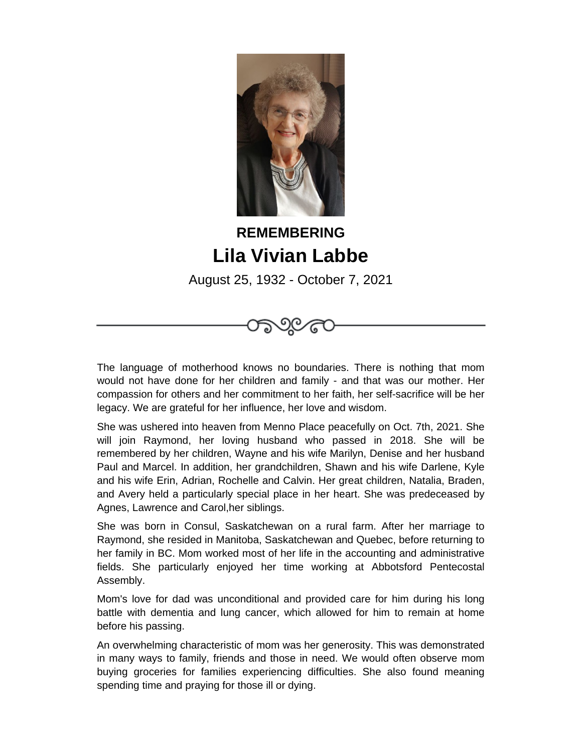**REMEMBERING**

# Lila Vivian Labbe

August 25, 1932 - October 7, 2021

The language of motherhood knows no boundaries. There is nothing that mom would not have done for her children and family - and that was our mother. Her compassion for others and her commitment to her faith, her self-sacrifice will be her legacy. We are grateful for her influence, her love and wisdom.

She was ushered into heaven from Menno Place peacefully on Oct. 7th, 2021. She will join Raymond, her loving husband who passed in 2018. She will be remembered by her children, Wayne and his wife Marilyn, Denise and her husband Paul and Marcel. In addition, her grandchildren, Shawn and his wife Darlene, Kyle and his wife Erin, Adrian, Rochelle and Calvin. Her great children, Natalia, Braden, and Avery held a particularly special place in her heart. She was predeceased by Agnes, Lawrence and Carol,her siblings.

She was born in Consul, Saskatchewan on a rural farm. After her marriage to Raymond, she resided in Manitoba, Saskatchewan and Quebec, before returning to her family in BC. Mom worked most of her life in the accounting and administrative fields. She particularly enjoyed her time working at Abbotsford Pentecostal Assembly.

Mom's love for dad was unconditional and provided care for him during his long battle with dementia and lung cancer, which allowed for him to remain at home before his passing.

An overwhelming characteristic of mom was her generosity. This was demonstrated in many ways to family, friends and those in need. We would often observe mom buying groceries for families experiencing difficulties. She also found meaning spending time and praying for those ill or dying.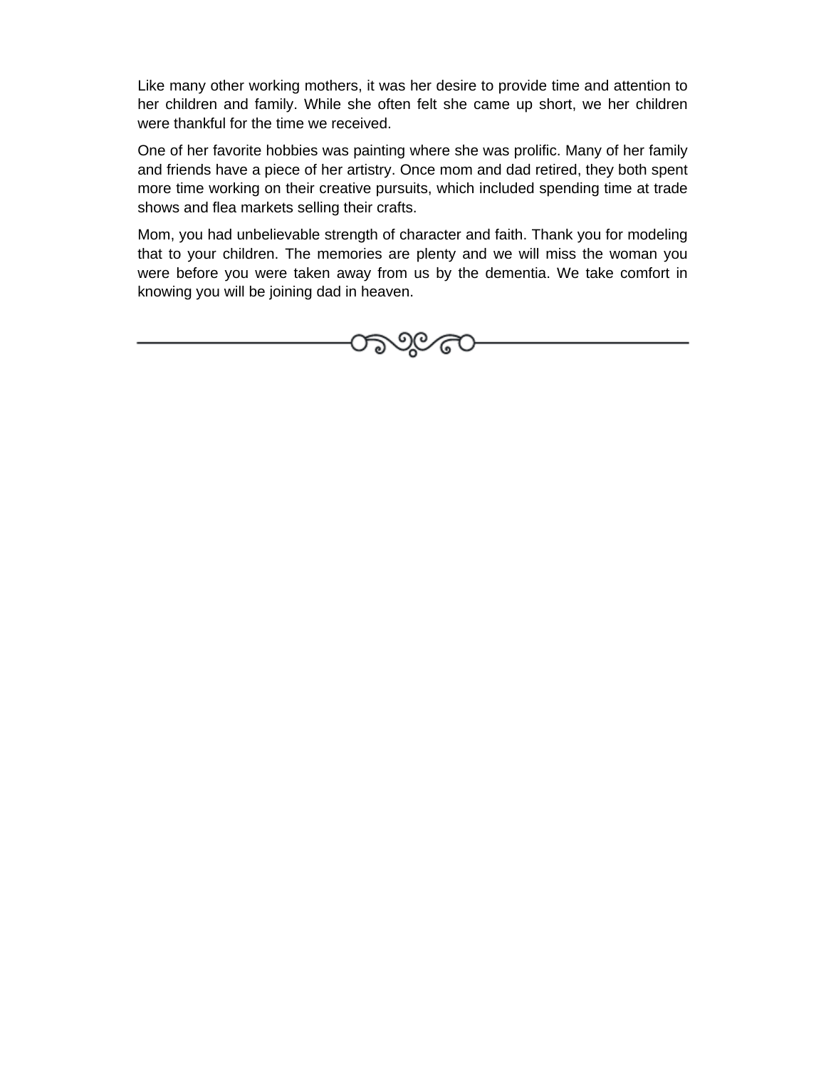Like many other working mothers, it was her desire to provide time and attention to her children and family. While she often felt she came up short, we her children were thankful for the time we received.

One of her favorite hobbies was painting where she was prolific. Many of her family and friends have a piece of her artistry. Once mom and dad retired, they both spent more time working on their creative pursuits, which included spending time at trade shows and flea markets selling their crafts.

Mom, you had unbelievable strength of character and faith. Thank you for modeling that to your children. The memories are plenty and we will miss the woman you were before you were taken away from us by the dementia. We take comfort in knowing you will be joining dad in heaven.